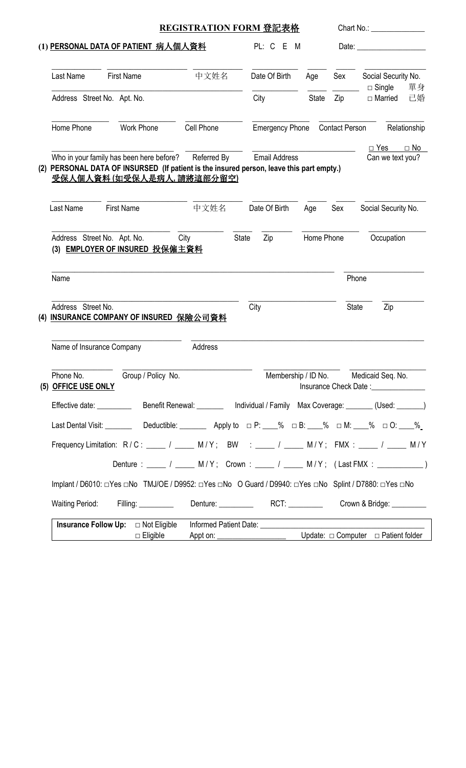# REGISTRATION FORM 登記表格

Chart No.: ______________

## (1) PERSONAL DATA OF PATIENT 病人個人資料

PL: C E M

Date: ________________

| Last Name | First Name | 中文姓名 | Date Of Birth | Age | Sex | Social Security No. |
|---|---|---|---|---|---|---|
| | | | | | | |

| Address Street No. Apt. No. | City | State | Zip | □ Single 單身 □ Married 已婚 |
|---|---|---|---|---|
| | | | | |

| Home Phone | Work Phone | Cell Phone | Emergency Phone | Contact Person | Relationship |
|---|---|---|---|---|---|
| | | | | | |

| Who in your family has been here before? | Referred By | Email Address | Can we text you? □ Yes □ No |
|---|---|---|---|
| | | | |

## (2) PERSONAL DATA OF INSURSED (If patient is the insured person, leave this part empty.) 受保人個人資料 (如受保人是病人, 請將這部分留空)

| Last Name | First Name | 中文姓名 | Date Of Birth | Age | Sex | Social Security No. |
|---|---|---|---|---|---|---|
| | | | | | | |

| Address Street No. Apt. No. | City | State | Zip | Home Phone | Occupation |
|---|---|---|---|---|---|
| | | | | | |

## (3) EMPLOYER OF INSURED 投保僱主資料

| Name | Phone |
|---|---|
| | |

| Address Street No. | City | State | Zip |
|---|---|---|---|
| | | | |

## (4) INSURANCE COMPANY OF INSURED 保險公司資料

| Name of Insurance Company | Address |
|---|---|
| | |

| Phone No. | Group / Policy No. | Membership / ID No. | Medicaid Seq. No. |
|---|---|---|---|
| | | | |

## (5) OFFICE USE ONLY

Insurance Check Date :______________

Effective date: _________ Benefit Renewal: _______ Individual / Family Max Coverage: _______ (Used: _______)

Last Dental Visit: _______ Deductible: _______ Apply to □ P: ____% □ B: ____% □ M: ____% □ O: ____%

Frequency Limitation: R / C : _____ / _____ M / Y ; BW : _____ / _____ M / Y ; FMX : _____ / _____ M / Y

Denture : _____ / _____ M / Y ; Crown : _____ / _____ M / Y ; ( Last FMX : ___________ )

Implant / D6010: □Yes □No TMJ/OE / D9952: □Yes □No O Guard / D9940: □Yes □No Splint / D7880: □Yes □No

Waiting Period: Filling: _________ Denture: _________ RCT: _________ Crown & Bridge: _________

**Insurance Follow Up:** □ Not Eligible □ Eligible Informed Patient Date: ______________________ Appt on: _________________ Update: □ Computer □ Patient folder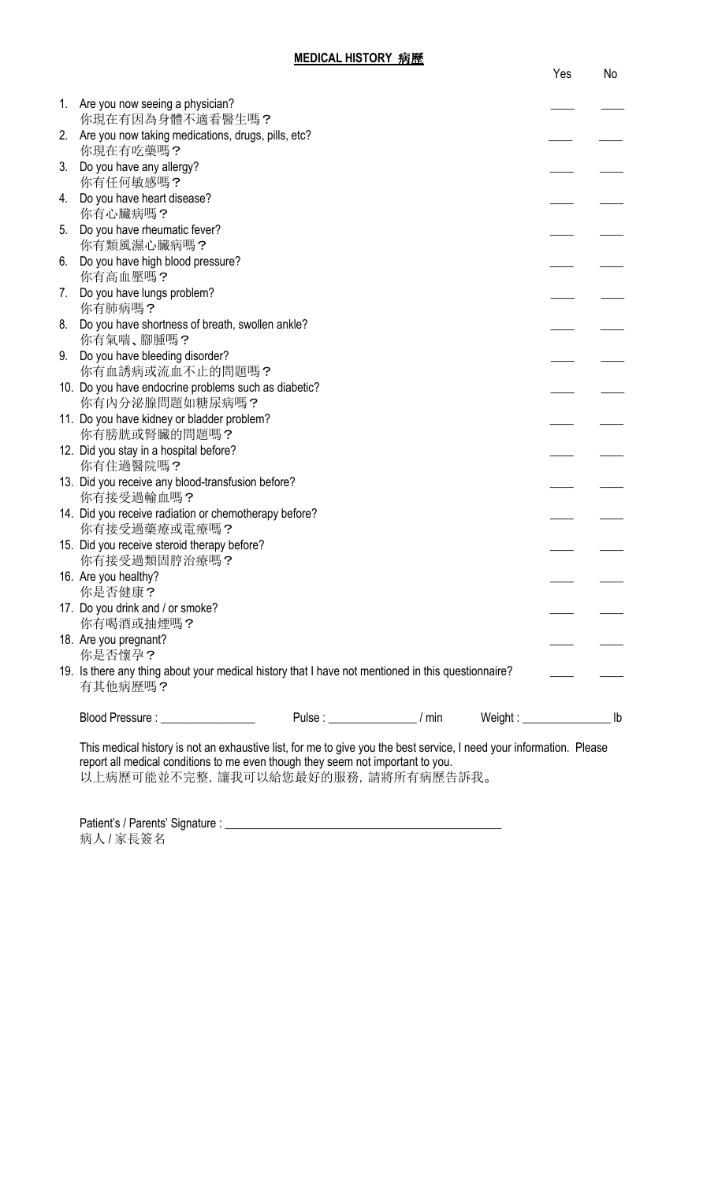# MEDICAL HISTORY 病歷

| | Question | Yes | No |
|---|---|---|---|
| 1. | Are you now seeing a physician?<br>你現在有因為身體不適看醫生嗎？ | ____ | ____ |
| 2. | Are you now taking medications, drugs, pills, etc?<br>你現在有吃藥嗎？ | ____ | ____ |
| 3. | Do you have any allergy?<br>你有任何敏感嗎？ | ____ | ____ |
| 4. | Do you have heart disease?<br>你有心臟病嗎？ | ____ | ____ |
| 5. | Do you have rheumatic fever?<br>你有類風濕心臟病嗎？ | ____ | ____ |
| 6. | Do you have high blood pressure?<br>你有高血壓嗎？ | ____ | ____ |
| 7. | Do you have lungs problem?<br>你有肺病嗎？ | ____ | ____ |
| 8. | Do you have shortness of breath, swollen ankle?<br>你有氣喘、腳腫嗎？ | ____ | ____ |
| 9. | Do you have bleeding disorder?<br>你有血誘病或流血不止的問題嗎？ | ____ | ____ |
| 10. | Do you have endocrine problems such as diabetic?<br>你有內分泌腺問題如糖尿病嗎？ | ____ | ____ |
| 11. | Do you have kidney or bladder problem?<br>你有膀胱或腎臟的問題嗎？ | ____ | ____ |
| 12. | Did you stay in a hospital before?<br>你有住過醫院嗎？ | ____ | ____ |
| 13. | Did you receive any blood-transfusion before?<br>你有接受過輸血嗎？ | ____ | ____ |
| 14. | Did you receive radiation or chemotherapy before?<br>你有接受過藥療或電療嗎？ | ____ | ____ |
| 15. | Did you receive steroid therapy before?<br>你有接受過類固脖治療嗎？ | ____ | ____ |
| 16. | Are you healthy?<br>你是否健康？ | ____ | ____ |
| 17. | Do you drink and / or smoke?<br>你有喝酒或抽煙嗎？ | ____ | ____ |
| 18. | Are you pregnant?<br>你是否懷孕？ | ____ | ____ |
| 19. | Is there any thing about your medical history that I have not mentioned in this questionnaire?<br>有其他病歷嗎？ | ____ | ____ |

Blood Pressure : ________________ Pulse : _______________ / min Weight : _______________ lb

This medical history is not an exhaustive list, for me to give you the best service, I need your information. Please report all medical conditions to me even though they seem not important to you.
以上病歷可能並不完整，讓我可以給您最好的服務，請將所有病歷告訴我。

Patient's / Parents' Signature : ______________________________________________
病人 / 家長簽名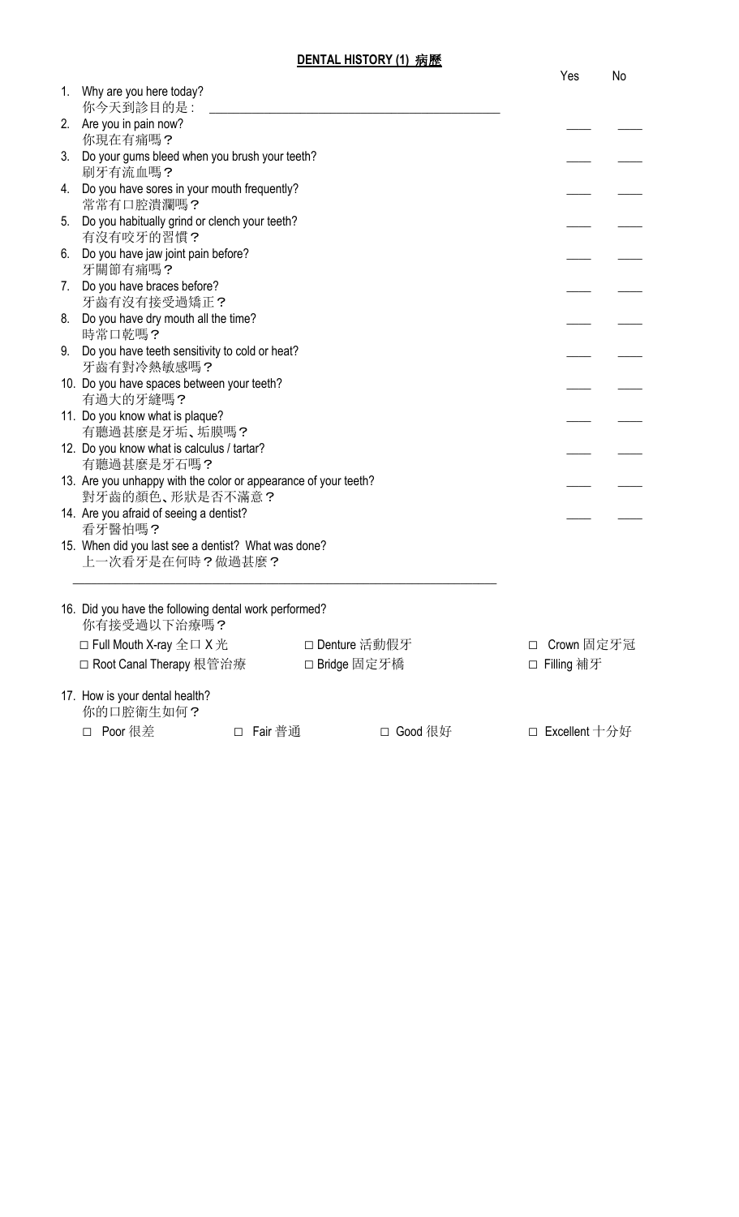## **DENTAL HISTORY (1) 病歷**

| | Yes | No |
|---|---|---|
| 1. Why are you here today?<br>你今天到診目的是：________________________ | | |
| 2. Are you in pain now?<br>你現在有痛嗎？ | ____ | ____ |
| 3. Do your gums bleed when you brush your teeth?<br>刷牙有流血嗎？ | ____ | ____ |
| 4. Do you have sores in your mouth frequently?<br>常常有口腔潰瀾嗎？ | ____ | ____ |
| 5. Do you habitually grind or clench your teeth?<br>有沒有咬牙的習慣？ | ____ | ____ |
| 6. Do you have jaw joint pain before?<br>牙關節有痛嗎？ | ____ | ____ |
| 7. Do you have braces before?<br>牙齒有沒有接受過矯正？ | ____ | ____ |
| 8. Do you have dry mouth all the time?<br>時常口乾嗎？ | ____ | ____ |
| 9. Do you have teeth sensitivity to cold or heat?<br>牙齒有對冷熱敏感嗎？ | ____ | ____ |
| 10. Do you have spaces between your teeth?<br>有過大的牙縫嗎？ | ____ | ____ |
| 11. Do you know what is plaque?<br>有聽過甚麼是牙垢、垢膜嗎？ | ____ | ____ |
| 12. Do you know what is calculus / tartar?<br>有聽過甚麼是牙石嗎？ | ____ | ____ |
| 13. Are you unhappy with the color or appearance of your teeth?<br>對牙齒的顏色、形狀是否不滿意？ | ____ | ____ |
| 14. Are you afraid of seeing a dentist?<br>看牙醫怕嗎？ | ____ | ____ |

15. When did you last see a dentist? What was done?
上一次看牙是在何時？做過甚麼？

________________________________________________

16. Did you have the following dental work performed?
你有接受過以下治療嗎？

□ Full Mouth X-ray 全口 X 光　　□ Denture 活動假牙　　□ Crown 固定牙冠

□ Root Canal Therapy 根管治療　　□ Bridge 固定牙橋　　□ Filling 補牙

17. How is your dental health?
你的口腔衛生如何？

□ Poor 很差　　□ Fair 普通　　□ Good 很好　　□ Excellent 十分好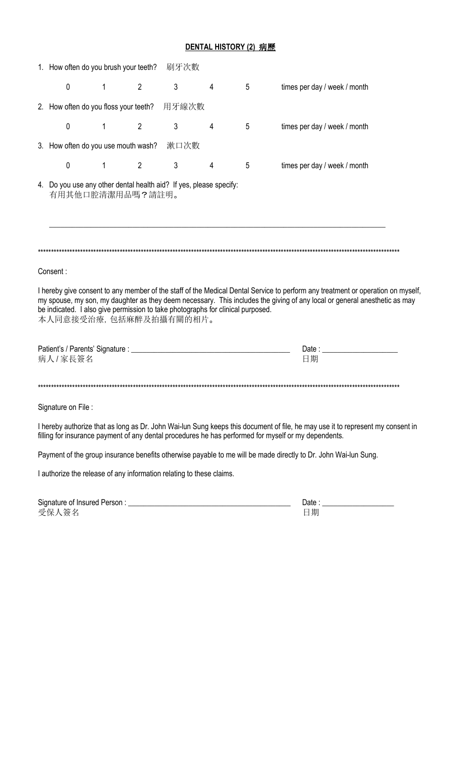## DENTAL HISTORY (2) 病歷

1. How often do you brush your teeth? 刷牙次數

   0 1 2 3 4 5 times per day / week / month

2. How often do you floss your teeth? 用牙線次數

   0 1 2 3 4 5 times per day / week / month

3. How often do you use mouth wash? 漱口次數

   0 1 2 3 4 5 times per day / week / month

4. Do you use any other dental health aid? If yes, please specify:
   有用其他口腔清潔用品嗎？請註明。

   \_\_\_\_\_\_\_\_\_\_\_\_\_\_\_\_\_\_\_\_\_\_\_\_\_\_\_\_\_\_\_\_\_\_\_\_\_\_\_\_\_\_\_\_\_\_\_\_\_\_\_\_\_\_\_\_\_\_\_\_

\*\*\*\*\*\*\*\*\*\*\*\*\*\*\*\*\*\*\*\*\*\*\*\*\*\*\*\*\*\*\*\*\*\*\*\*\*\*\*\*\*\*\*\*\*\*\*\*\*\*\*\*\*\*\*\*\*\*\*\*\*\*\*\*\*\*\*\*\*\*\*\*\*\*\*\*\*\*\*\*\*\*\*\*\*\*

Consent :

I hereby give consent to any member of the staff of the Medical Dental Service to perform any treatment or operation on myself, my spouse, my son, my daughter as they deem necessary. This includes the giving of any local or general anesthetic as may be indicated. I also give permission to take photographs for clinical purposed.
本人同意接受治療，包括麻醉及拍攝有關的相片。

Patient's / Parents' Signature : \_\_\_\_\_\_\_\_\_\_\_\_\_\_\_\_\_\_\_\_\_\_\_\_\_\_\_\_\_\_ Date : \_\_\_\_\_\_\_\_\_\_\_\_\_\_\_
病人 / 家長簽名 日期

\*\*\*\*\*\*\*\*\*\*\*\*\*\*\*\*\*\*\*\*\*\*\*\*\*\*\*\*\*\*\*\*\*\*\*\*\*\*\*\*\*\*\*\*\*\*\*\*\*\*\*\*\*\*\*\*\*\*\*\*\*\*\*\*\*\*\*\*\*\*\*\*\*\*\*\*\*\*\*\*\*\*\*\*\*\*

Signature on File :

I hereby authorize that as long as Dr. John Wai-lun Sung keeps this document of file, he may use it to represent my consent in filling for insurance payment of any dental procedures he has performed for myself or my dependents.

Payment of the group insurance benefits otherwise payable to me will be made directly to Dr. John Wai-lun Sung.

I authorize the release of any information relating to these claims.

Signature of Insured Person : \_\_\_\_\_\_\_\_\_\_\_\_\_\_\_\_\_\_\_\_\_\_\_\_\_\_\_\_\_\_ Date : \_\_\_\_\_\_\_\_\_\_\_\_\_\_\_
受保人簽名 日期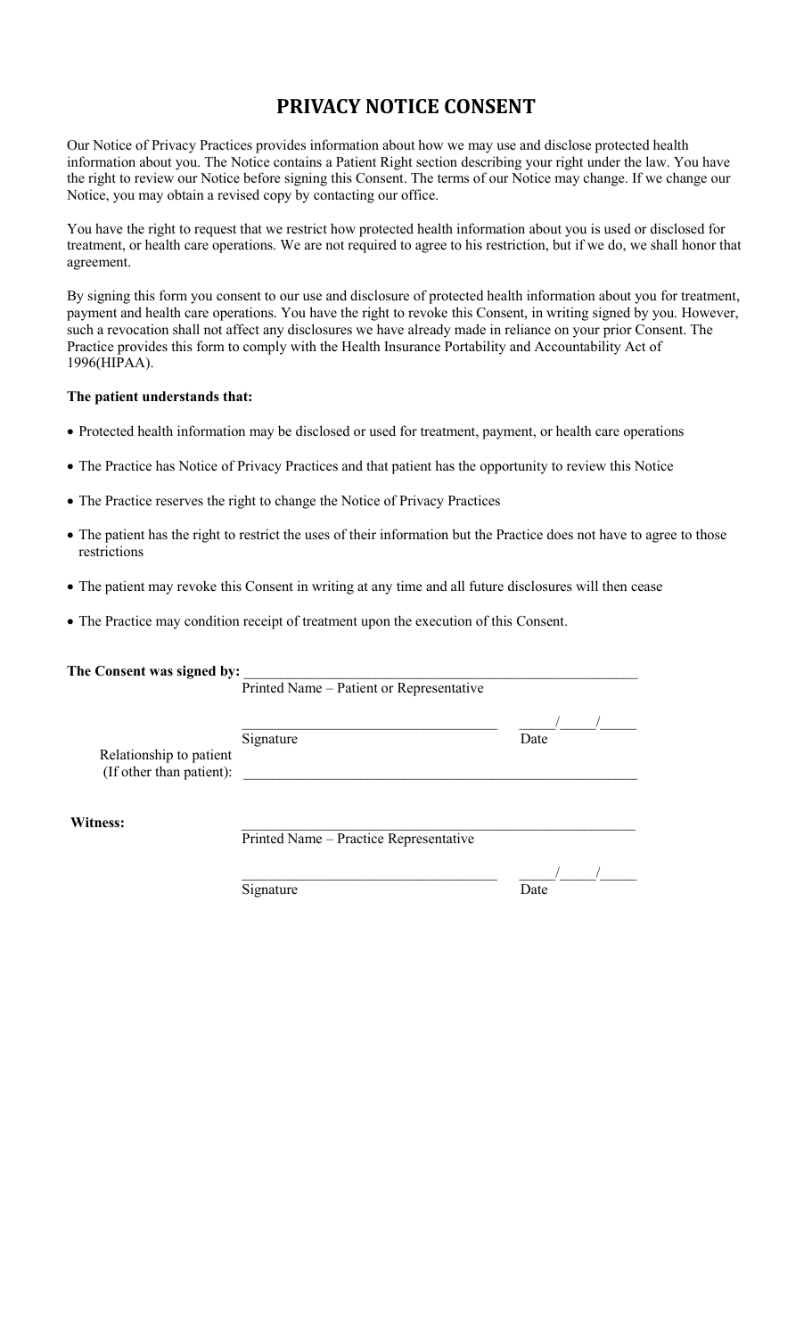# PRIVACY NOTICE CONSENT

Our Notice of Privacy Practices provides information about how we may use and disclose protected health information about you. The Notice contains a Patient Right section describing your right under the law. You have the right to review our Notice before signing this Consent. The terms of our Notice may change. If we change our Notice, you may obtain a revised copy by contacting our office.

You have the right to request that we restrict how protected health information about you is used or disclosed for treatment, or health care operations. We are not required to agree to his restriction, but if we do, we shall honor that agreement.

By signing this form you consent to our use and disclosure of protected health information about you for treatment, payment and health care operations. You have the right to revoke this Consent, in writing signed by you. However, such a revocation shall not affect any disclosures we have already made in reliance on your prior Consent. The Practice provides this form to comply with the Health Insurance Portability and Accountability Act of 1996(HIPAA).

**The patient understands that:**

- Protected health information may be disclosed or used for treatment, payment, or health care operations
- The Practice has Notice of Privacy Practices and that patient has the opportunity to review this Notice
- The Practice reserves the right to change the Notice of Privacy Practices
- The patient has the right to restrict the uses of their information but the Practice does not have to agree to those restrictions
- The patient may revoke this Consent in writing at any time and all future disclosures will then cease
- The Practice may condition receipt of treatment upon the execution of this Consent.

**The Consent was signed by:** ______________________________________________________

Printed Name – Patient or Representative

__________________________________ _____/_____/_____

Signature Date

Relationship to patient
(If other than patient): ______________________________________________________

**Witness:** ______________________________________________________

Printed Name – Practice Representative

__________________________________ _____/_____/_____

Signature Date